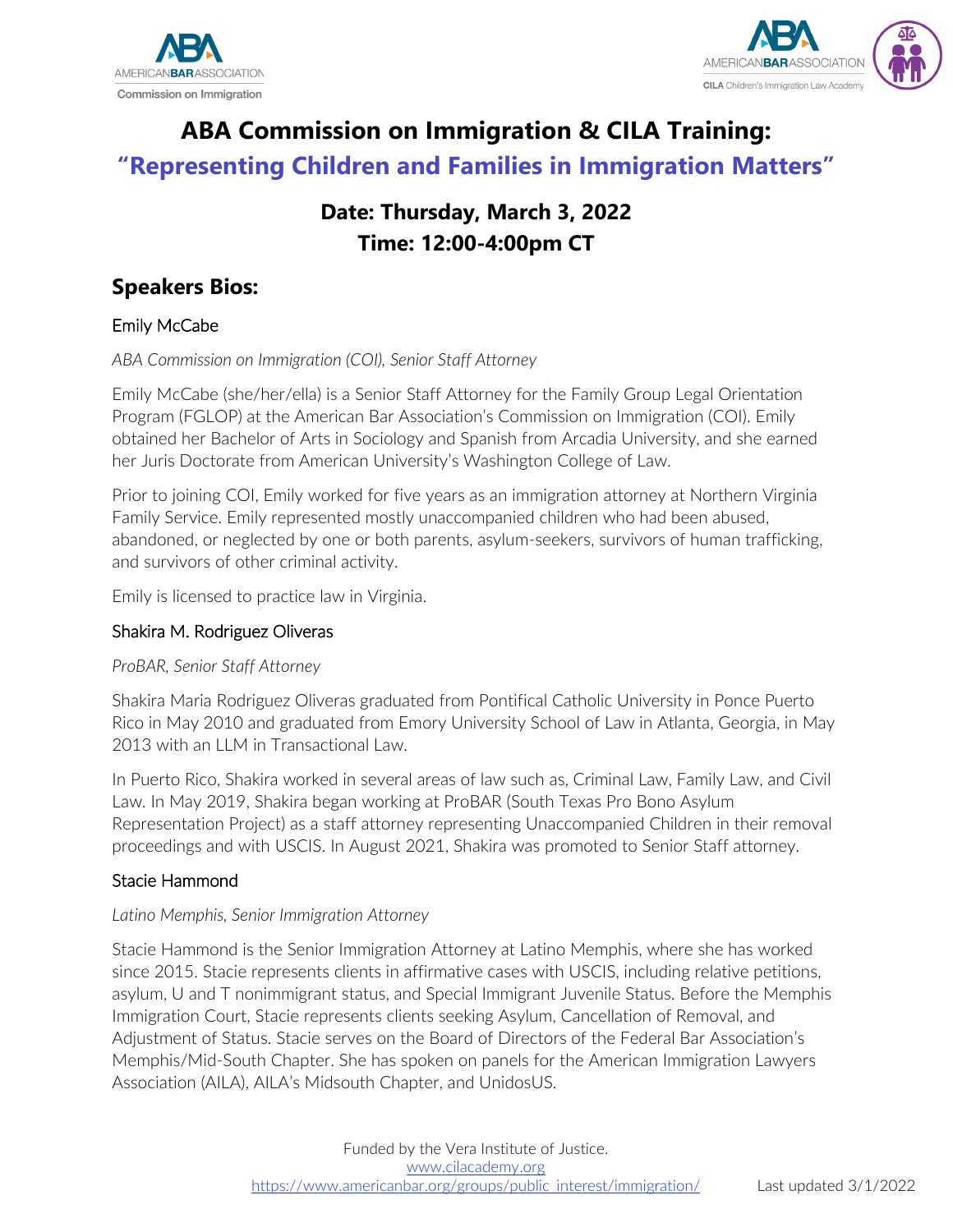# ABA Commission on Immigration & CILA Training:

## "Representing Children and Families in Immigration Matters"

### Date: Thursday, March 3, 2022
### Time: 12:00-4:00pm CT

## Speakers Bios:

### Emily McCabe

*ABA Commission on Immigration (COI), Senior Staff Attorney*

Emily McCabe (she/her/ella) is a Senior Staff Attorney for the Family Group Legal Orientation Program (FGLOP) at the American Bar Association's Commission on Immigration (COI). Emily obtained her Bachelor of Arts in Sociology and Spanish from Arcadia University, and she earned her Juris Doctorate from American University's Washington College of Law.

Prior to joining COI, Emily worked for five years as an immigration attorney at Northern Virginia Family Service. Emily represented mostly unaccompanied children who had been abused, abandoned, or neglected by one or both parents, asylum-seekers, survivors of human trafficking, and survivors of other criminal activity.

Emily is licensed to practice law in Virginia.

### Shakira M. Rodriguez Oliveras

*ProBAR, Senior Staff Attorney*

Shakira Maria Rodriguez Oliveras graduated from Pontifical Catholic University in Ponce Puerto Rico in May 2010 and graduated from Emory University School of Law in Atlanta, Georgia, in May 2013 with an LLM in Transactional Law.

In Puerto Rico, Shakira worked in several areas of law such as, Criminal Law, Family Law, and Civil Law. In May 2019, Shakira began working at ProBAR (South Texas Pro Bono Asylum Representation Project) as a staff attorney representing Unaccompanied Children in their removal proceedings and with USCIS. In August 2021, Shakira was promoted to Senior Staff attorney.

### Stacie Hammond

*Latino Memphis, Senior Immigration Attorney*

Stacie Hammond is the Senior Immigration Attorney at Latino Memphis, where she has worked since 2015. Stacie represents clients in affirmative cases with USCIS, including relative petitions, asylum, U and T nonimmigrant status, and Special Immigrant Juvenile Status. Before the Memphis Immigration Court, Stacie represents clients seeking Asylum, Cancellation of Removal, and Adjustment of Status. Stacie serves on the Board of Directors of the Federal Bar Association's Memphis/Mid-South Chapter. She has spoken on panels for the American Immigration Lawyers Association (AILA), AILA's Midsouth Chapter, and UnidosUS.

Funded by the Vera Institute of Justice.
www.cilacademy.org
https://www.americanbar.org/groups/public_interest/immigration/

Last updated 3/1/2022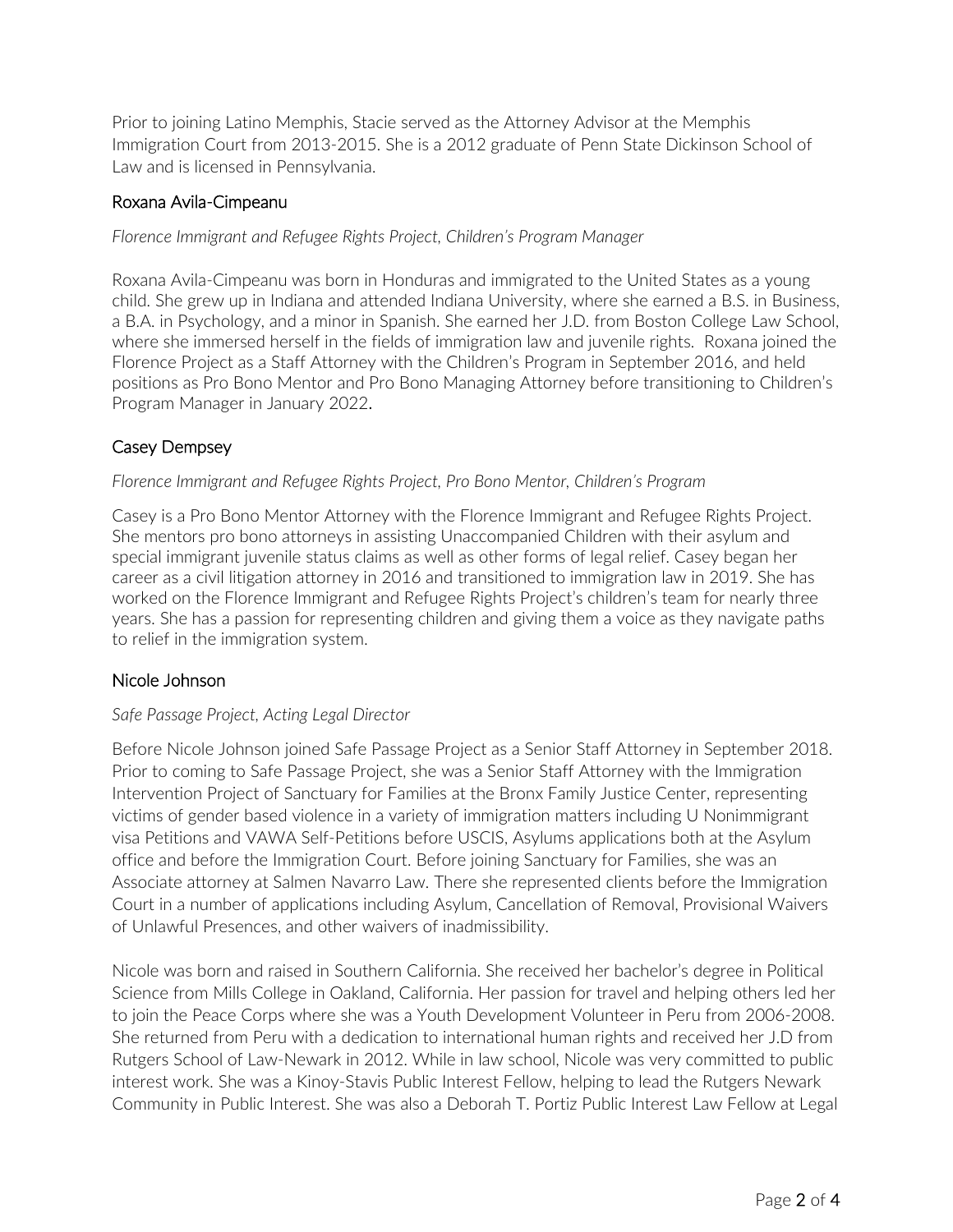Prior to joining Latino Memphis, Stacie served as the Attorney Advisor at the Memphis Immigration Court from 2013-2015. She is a 2012 graduate of Penn State Dickinson School of Law and is licensed in Pennsylvania.

## Roxana Avila-Cimpeanu

*Florence Immigrant and Refugee Rights Project, Children's Program Manager*

Roxana Avila-Cimpeanu was born in Honduras and immigrated to the United States as a young child. She grew up in Indiana and attended Indiana University, where she earned a B.S. in Business, a B.A. in Psychology, and a minor in Spanish. She earned her J.D. from Boston College Law School, where she immersed herself in the fields of immigration law and juvenile rights. Roxana joined the Florence Project as a Staff Attorney with the Children's Program in September 2016, and held positions as Pro Bono Mentor and Pro Bono Managing Attorney before transitioning to Children's Program Manager in January 2022.

## Casey Dempsey

*Florence Immigrant and Refugee Rights Project, Pro Bono Mentor, Children's Program*

Casey is a Pro Bono Mentor Attorney with the Florence Immigrant and Refugee Rights Project. She mentors pro bono attorneys in assisting Unaccompanied Children with their asylum and special immigrant juvenile status claims as well as other forms of legal relief. Casey began her career as a civil litigation attorney in 2016 and transitioned to immigration law in 2019. She has worked on the Florence Immigrant and Refugee Rights Project's children's team for nearly three years. She has a passion for representing children and giving them a voice as they navigate paths to relief in the immigration system.

## Nicole Johnson

*Safe Passage Project, Acting Legal Director*

Before Nicole Johnson joined Safe Passage Project as a Senior Staff Attorney in September 2018. Prior to coming to Safe Passage Project, she was a Senior Staff Attorney with the Immigration Intervention Project of Sanctuary for Families at the Bronx Family Justice Center, representing victims of gender based violence in a variety of immigration matters including U Nonimmigrant visa Petitions and VAWA Self-Petitions before USCIS, Asylums applications both at the Asylum office and before the Immigration Court. Before joining Sanctuary for Families, she was an Associate attorney at Salmen Navarro Law. There she represented clients before the Immigration Court in a number of applications including Asylum, Cancellation of Removal, Provisional Waivers of Unlawful Presences, and other waivers of inadmissibility.

Nicole was born and raised in Southern California. She received her bachelor's degree in Political Science from Mills College in Oakland, California. Her passion for travel and helping others led her to join the Peace Corps where she was a Youth Development Volunteer in Peru from 2006-2008. She returned from Peru with a dedication to international human rights and received her J.D from Rutgers School of Law-Newark in 2012. While in law school, Nicole was very committed to public interest work. She was a Kinoy-Stavis Public Interest Fellow, helping to lead the Rutgers Newark Community in Public Interest. She was also a Deborah T. Portiz Public Interest Law Fellow at Legal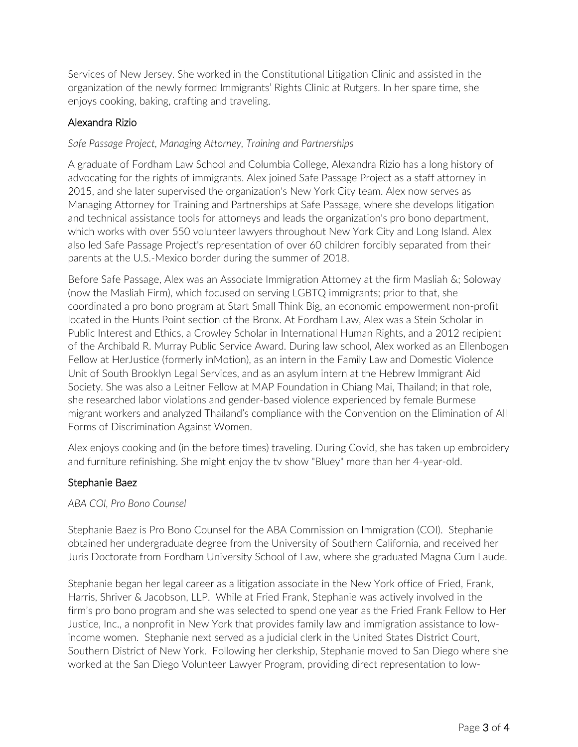Services of New Jersey. She worked in the Constitutional Litigation Clinic and assisted in the organization of the newly formed Immigrants' Rights Clinic at Rutgers. In her spare time, she enjoys cooking, baking, crafting and traveling.

### Alexandra Rizio

*Safe Passage Project, Managing Attorney, Training and Partnerships*

A graduate of Fordham Law School and Columbia College, Alexandra Rizio has a long history of advocating for the rights of immigrants. Alex joined Safe Passage Project as a staff attorney in 2015, and she later supervised the organization's New York City team. Alex now serves as Managing Attorney for Training and Partnerships at Safe Passage, where she develops litigation and technical assistance tools for attorneys and leads the organization's pro bono department, which works with over 550 volunteer lawyers throughout New York City and Long Island. Alex also led Safe Passage Project's representation of over 60 children forcibly separated from their parents at the U.S.-Mexico border during the summer of 2018.

Before Safe Passage, Alex was an Associate Immigration Attorney at the firm Masliah &; Soloway (now the Masliah Firm), which focused on serving LGBTQ immigrants; prior to that, she coordinated a pro bono program at Start Small Think Big, an economic empowerment non-profit located in the Hunts Point section of the Bronx. At Fordham Law, Alex was a Stein Scholar in Public Interest and Ethics, a Crowley Scholar in International Human Rights, and a 2012 recipient of the Archibald R. Murray Public Service Award. During law school, Alex worked as an Ellenbogen Fellow at HerJustice (formerly inMotion), as an intern in the Family Law and Domestic Violence Unit of South Brooklyn Legal Services, and as an asylum intern at the Hebrew Immigrant Aid Society. She was also a Leitner Fellow at MAP Foundation in Chiang Mai, Thailand; in that role, she researched labor violations and gender-based violence experienced by female Burmese migrant workers and analyzed Thailand's compliance with the Convention on the Elimination of All Forms of Discrimination Against Women.

Alex enjoys cooking and (in the before times) traveling. During Covid, she has taken up embroidery and furniture refinishing. She might enjoy the tv show "Bluey" more than her 4-year-old.

### Stephanie Baez

*ABA COI, Pro Bono Counsel*

Stephanie Baez is Pro Bono Counsel for the ABA Commission on Immigration (COI). Stephanie obtained her undergraduate degree from the University of Southern California, and received her Juris Doctorate from Fordham University School of Law, where she graduated Magna Cum Laude.

Stephanie began her legal career as a litigation associate in the New York office of Fried, Frank, Harris, Shriver & Jacobson, LLP. While at Fried Frank, Stephanie was actively involved in the firm's pro bono program and she was selected to spend one year as the Fried Frank Fellow to Her Justice, Inc., a nonprofit in New York that provides family law and immigration assistance to low-income women. Stephanie next served as a judicial clerk in the United States District Court, Southern District of New York. Following her clerkship, Stephanie moved to San Diego where she worked at the San Diego Volunteer Lawyer Program, providing direct representation to low-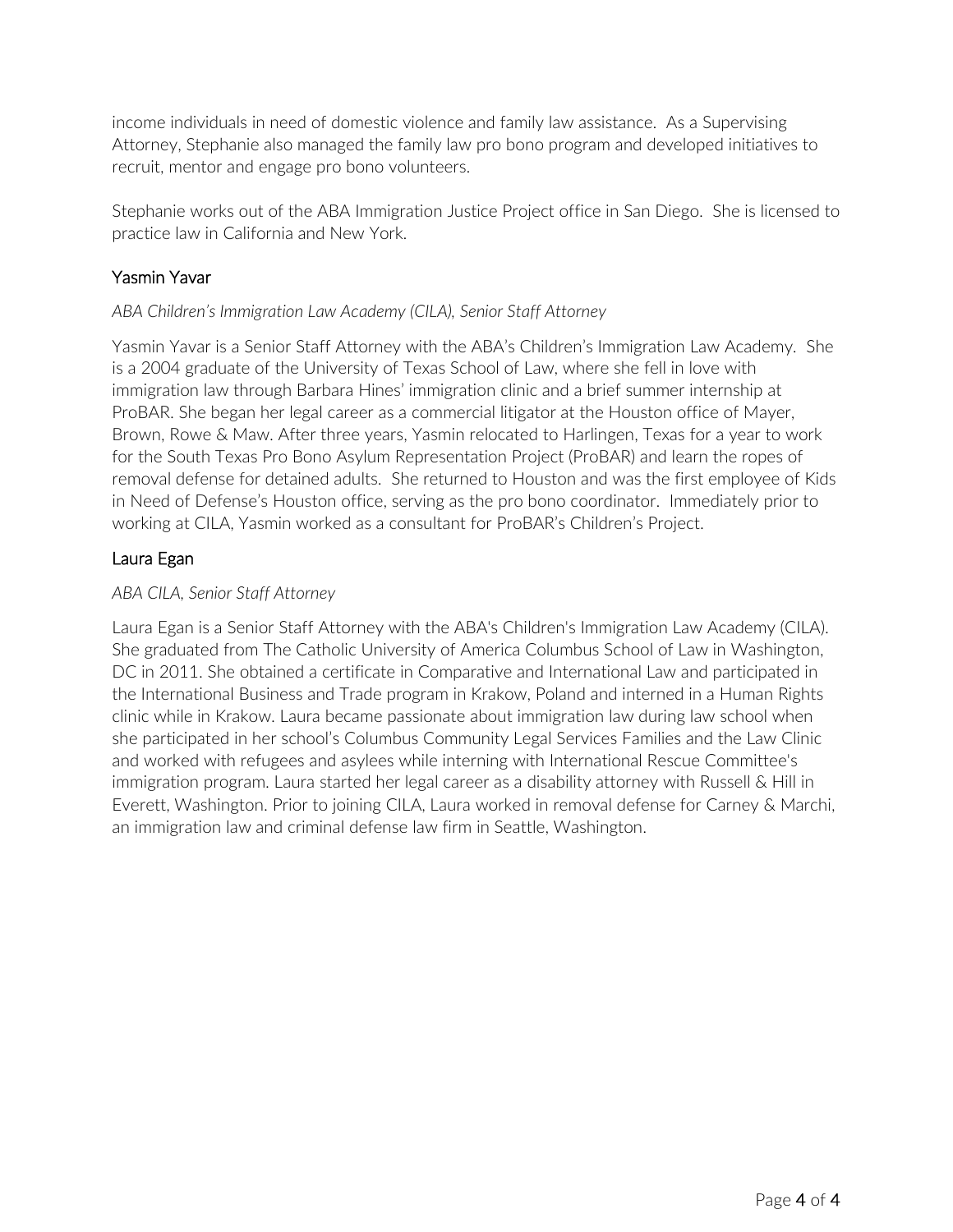income individuals in need of domestic violence and family law assistance. As a Supervising Attorney, Stephanie also managed the family law pro bono program and developed initiatives to recruit, mentor and engage pro bono volunteers.

Stephanie works out of the ABA Immigration Justice Project office in San Diego. She is licensed to practice law in California and New York.

### Yasmin Yavar

*ABA Children's Immigration Law Academy (CILA), Senior Staff Attorney*

Yasmin Yavar is a Senior Staff Attorney with the ABA's Children's Immigration Law Academy. She is a 2004 graduate of the University of Texas School of Law, where she fell in love with immigration law through Barbara Hines' immigration clinic and a brief summer internship at ProBAR. She began her legal career as a commercial litigator at the Houston office of Mayer, Brown, Rowe & Maw. After three years, Yasmin relocated to Harlingen, Texas for a year to work for the South Texas Pro Bono Asylum Representation Project (ProBAR) and learn the ropes of removal defense for detained adults. She returned to Houston and was the first employee of Kids in Need of Defense's Houston office, serving as the pro bono coordinator. Immediately prior to working at CILA, Yasmin worked as a consultant for ProBAR's Children's Project.

### Laura Egan

*ABA CILA, Senior Staff Attorney*

Laura Egan is a Senior Staff Attorney with the ABA's Children's Immigration Law Academy (CILA). She graduated from The Catholic University of America Columbus School of Law in Washington, DC in 2011. She obtained a certificate in Comparative and International Law and participated in the International Business and Trade program in Krakow, Poland and interned in a Human Rights clinic while in Krakow. Laura became passionate about immigration law during law school when she participated in her school's Columbus Community Legal Services Families and the Law Clinic and worked with refugees and asylees while interning with International Rescue Committee's immigration program. Laura started her legal career as a disability attorney with Russell & Hill in Everett, Washington. Prior to joining CILA, Laura worked in removal defense for Carney & Marchi, an immigration law and criminal defense law firm in Seattle, Washington.